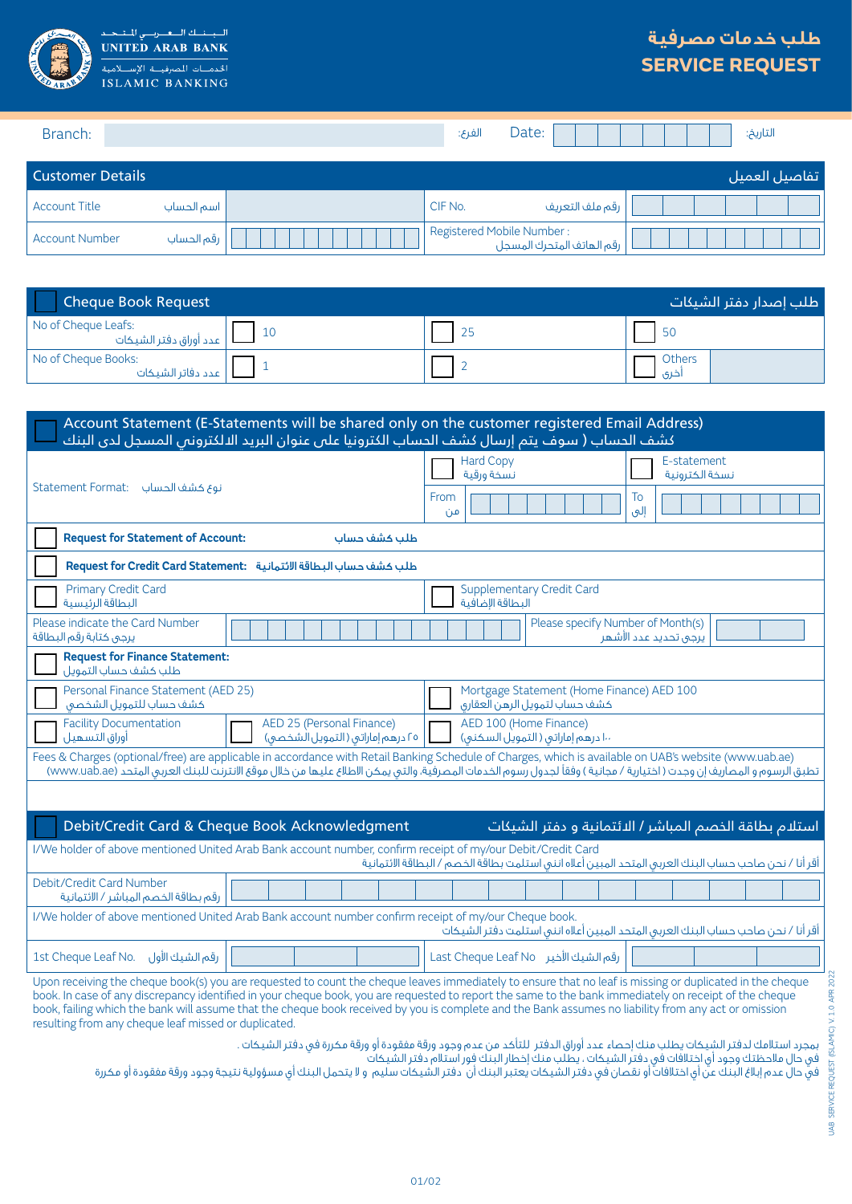UNITED ARAB BANK
البنك العربي المتحد
الخدمات المصرفية الإسلامية
ISLAMIC BANKING

# طلب خدمات مصرفية
# SERVICE REQUEST

| Branch: | | الفرع: | Date: | | التاريخ: |
|---|---|---|---|---|---|

## Customer Details — تفاصيل العميل

| | | | |
|---|---|---|---|
| Account Title اسم الحساب | | CIF No. رقم ملف التعريف | |
| Account Number رقم الحساب | | Registered Mobile Number : رقم الهاتف المتحرك المسجل | |

## Cheque Book Request — طلب إصدار دفتر الشيكات

| | | | |
|---|---|---|---|
| No of Cheque Leafs: عدد أوراق دفتر الشيكات | ☐ 10 | ☐ 25 | ☐ 50 |
| No of Cheque Books: عدد دفاتر الشيكات | ☐ 1 | ☐ 2 | ☐ Others أخرى |

## Account Statement (E-Statements will be shared only on the customer registered Email Address)
## كشف الحساب ( سوف يتم إرسال كشف الحساب الكترونيا على عنوان البريد الالكتروني المسجل لدى البنك

| | | |
|---|---|---|
| Statement Format: نوع كشف الحساب | ☐ Hard Copy نسخة ورقية | ☐ E-statement نسخة الكترونية |
| | From من | To إلى |

☐ **Request for Statement of Account:** طلب كشف حساب

☐ **Request for Credit Card Statement:** طلب كشف حساب البطاقة الائتمانية

| | |
|---|---|
| ☐ Primary Credit Card البطاقة الرئيسية | ☐ Supplementary Credit Card البطاقة الإضافية |
| Please indicate the Card Number يرجى كتابة رقم البطاقة | Please specify Number of Month(s) يرجى تحديد عدد الأشهر |

☐ **Request for Finance Statement:** طلب كشف حساب التمويل

| | |
|---|---|
| ☐ Personal Finance Statement (AED 25) كشف حساب للتمويل الشخصي | ☐ Mortgage Statement (Home Finance) AED 100 كشف حساب لتمويل الرهن العقاري |
| ☐ Facility Documentation أوراق التسهيل ☐ AED 25 (Personal Finance) ٢٥ درهم إماراتي (التمويل الشخصي) | ☐ AED 100 (Home Finance) ١٠٠ درهم إماراتي (التمويل السكني) |

Fees & Charges (optional/free) are applicable in accordance with Retail Banking Schedule of Charges, which is available on UAB's website (www.uab.ae)
تطبق الرسوم و المصاريف إن وجدت ( اختيارية / مجانية ) وفقاً لجدول رسوم الخدمات المصرفية، والتي يمكن الاطلاع عليها من خلال موقع الانترنت للبنك العربي المتحد (www.uab.ae)

## Debit/Credit Card & Cheque Book Acknowledgment — استلام بطاقة الخصم المباشر / الائتمانية و دفتر الشيكات

I/We holder of above mentioned United Arab Bank account number, confirm receipt of my/our Debit/Credit Card
أقر أنا / نحن صاحب حساب البنك العربي المتحد المبين أعلاه انني استلمت بطاقة الخصم / البطاقة الائتمانية

| Debit/Credit Card Number رقم بطاقة الخصم المباشر / الائتمانية | |
|---|---|

I/We holder of above mentioned United Arab Bank account number confirm receipt of my/our Cheque book.
أقر أنا / نحن صاحب حساب البنك العربي المتحد المبين أعلاه انني استلمت دفتر الشيكات

| 1st Cheque Leaf No. رقم الشيك الأول | | Last Cheque Leaf No رقم الشيك الأخير | |
|---|---|---|---|

Upon receiving the cheque book(s) you are requested to count the cheque leaves immediately to ensure that no leaf is missing or duplicated in the cheque book. In case of any discrepancy identified in your cheque book, you are requested to report the same to the bank immediately on receipt of the cheque book, failing which the bank will assume that the cheque book received by you is complete and the Bank assumes no liability from any act or omission resulting from any cheque leaf missed or duplicated.

بمجرد استلامك لدفتر الشيكات يطلب منك إحصاء عدد أوراق الدفتر للتأكد من عدم وجود ورقة مفقودة أو ورقة مكررة في دفتر الشيكات .
في حال ملاحظتك وجود أي اختلافات في دفتر الشيكات . يطلب منك إخطار البنك فور استلام دفتر الشيكات
في حال عدم إبلاغ البنك عن أي اختلافات أو نقصان في دفتر الشيكات يعتبر البنك أن دفتر الشيكات سليم و لا يتحمل البنك أي مسؤولية نتيجة وجود ورقة مفقودة أو مكررة

UAB SERVICE REQUEST (ISLAMIC) V 1.0 APR 2022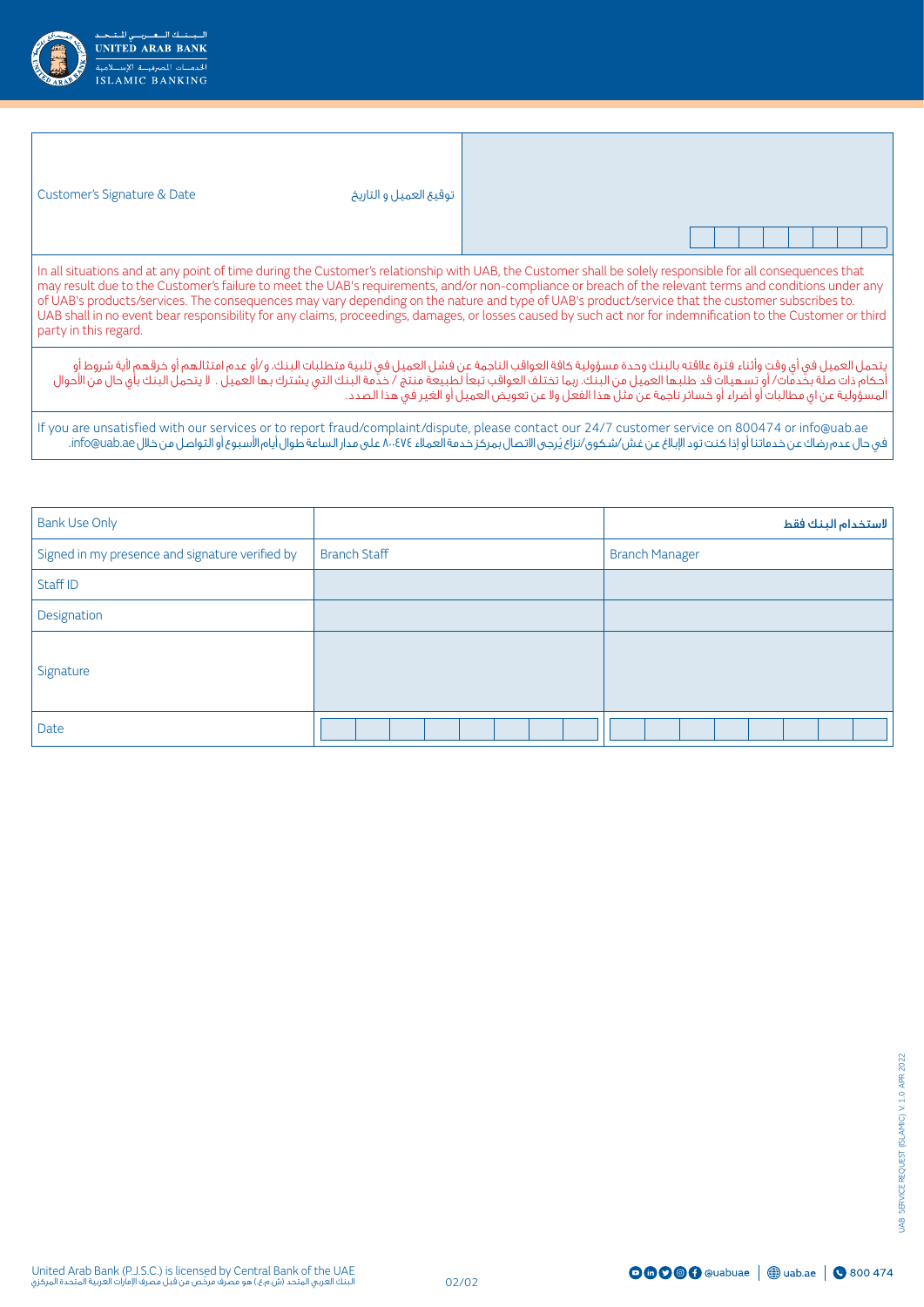| Customer's Signature & Date | توقيع العميل و التاريخ | |
|---|---|---|

In all situations and at any point of time during the Customer's relationship with UAB, the Customer shall be solely responsible for all consequences that may result due to the Customer's failure to meet the UAB's requirements, and/or non-compliance or breach of the relevant terms and conditions under any of UAB's products/services. The consequences may vary depending on the nature and type of UAB's product/service that the customer subscribes to. UAB shall in no event bear responsibility for any claims, proceedings, damages, or losses caused by such act nor for indemnification to the Customer or third party in this regard.

يتحمل العميل في أي وقت وأثناء فترة علاقته بالبنك وحدة مسؤولية كافة العواقب الناجمة عن فشل العميل في تلبية متطلبات البنك، و/أو عدم امتثالهم أو خرقهم لأية شروط أو أحكام ذات صلة بخدمات/ أو تسهيلات قد طلبها العميل من البنك. ربما تختلف العواقب تبعاً لطبيعة منتج / خدمة البنك التي يشترك بها العميل . لا يتحمل البنك بأي حال من الأحوال المسؤولية عن اي مطالبات أو أضراء أو خسائر ناجمة عن مثل هذا الفعل ولا عن تعويض العميل أو الغير في هذا الصدد.

If you are unsatisfied with our services or to report fraud/complaint/dispute, please contact our 24/7 customer service on 800474 or info@uab.ae
في حال عدم رضاك عن خدماتنا أو إذا كنت تود الإبلاغ عن غش/شكوى/نزاع يُرجى الاتصال بمركز خدمة العملاء ٨٠٠٤٧٤ على مدار الساعة طوال أيام الأسبوع أو التواصل من خلال info@uab.ae.

| Bank Use Only | | لاستخدام البنك فقط |
|---|---|---|
| Signed in my presence and signature verified by | Branch Staff | Branch Manager |
| Staff ID | | |
| Designation | | |
| Signature | | |
| Date | | |

UAB SERVICE REQUEST (ISLAMIC) V. 1.0 APR 2022

United Arab Bank (P.J.S.C.) is licensed by Central Bank of the UAE
البنك العربي المتحد (ش.م.ع.) هو مصرف مرخص من قبل مصرف الإمارات العربية المتحدة المركزي

@uabuae | uab.ae | 800 474